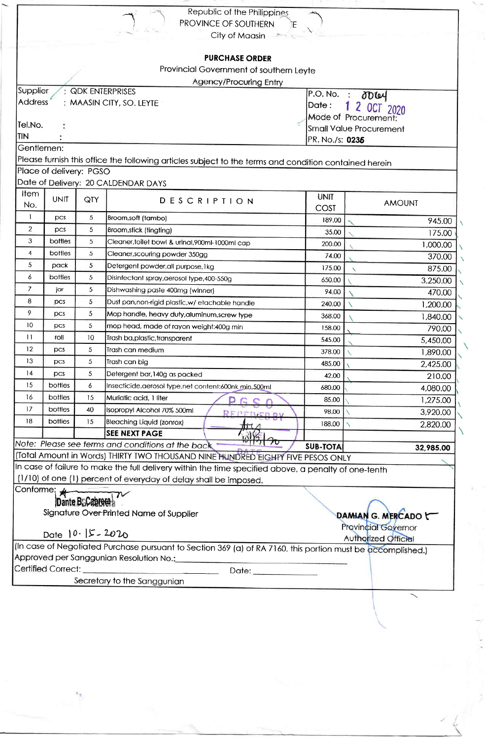Republic of the Philippines

PROVINCE OF SOUTHERN LEYTE

City of Maasin

## PURCHASE ORDER

Provincial Government of southern Leyte

Agency/Procuring Entry

| | |
|---|---|
| Supplier : QDK ENTERPRISES | P.O. No. : 0064 |
| Address : MAASIN CITY, SO. LEYTE | Date : 12 OCT 2020 |
| | Mode of Procurement: |
| Tel.No. : | Small Value Procurement |
| TIN : | PR. No./s: **0236** |

Gentlemen:

Please furnish this office the following articles subject to the terms and condition contained herein

Place of delivery: PGSO

Date of Delivery: 20 CALDENDAR DAYS

| Item No. | UNIT | QTY | DESCRIPTION | UNIT COST | AMOUNT |
|---|---|---|---|---|---|
| 1 | pcs | 5 | Broom,soft (tambo) | 189.00 | 945.00 |
| 2 | pcs | 5 | Broom,stick (tingting) | 35.00 | 175.00 |
| 3 | bottles | 5 | Cleaner,toilet bowl & urinal,900ml-1000ml cap | 200.00 | 1,000.00 |
| 4 | bottles | 5 | Cleaner,scouring powder 350gg | 74.00 | 370.00 |
| 5 | pack | 5 | Detergent powder,all purpose,1kg | 175.00 | 875.00 |
| 6 | bottles | 5 | Disinfectant spray,aerosol type,400-550g | 650.00 | 3,250.00 |
| 7 | jar | 5 | Dishwashing paste 400mg (winner) | 94.00 | 470.00 |
| 8 | pcs | 5 | Dust pan,non-rigid plastic,w/ etachable handle | 240.00 | 1,200.00 |
| 9 | pcs | 5 | Mop handle, heavy duty,aluminum,screw type | 368.00 | 1,840.00 |
| 10 | pcs | 5 | mop head, made of rayon weight:400g min | 158.00 | 790.00 |
| 11 | roll | 10 | Trash ba,plastic,transparent | 545.00 | 5,450.00 |
| 12 | pcs | 5 | Trash can medium | 378.00 | 1,890.00 |
| 13 | pcs | 5 | Trash can big | 485.00 | 2,425.00 |
| 14 | pcs | 5 | Detergent bar,140g as packed | 42.00 | 210.00 |
| 15 | bottles | 6 | Insecticide,aerosol type,net content:600nk min,500ml | 680.00 | 4,080.00 |
| 16 | bottles | 15 | Muriatic acid, 1 liter | 85.00 | 1,275.00 |
| 17 | bottles | 40 | Isopropyl Alcohol 70% 500ml | 98.00 | 3,920.00 |
| 18 | bottles | 15 | Bleaching Liquid (zonrox) | 188.00 | 2,820.00 |
| | | | **SEE NEXT PAGE** | | |

Note: *Please see terms and conditions at the back* — **SUB-TOTAL** **32,985.00**

(Total Amount in Words) THIRTY TWO THOUSAND NINE HUNDRED EIGHTY FIVE PESOS ONLY

PGSO RECEIVED BY 10/13/20 DATE

In case of failure to make the full delivery within the time specified above, a penalty of one-tenth (1/10) of one (1) percent of everyday of delay shall be imposed.

Conforme:

Dante B. Cabrera

Signature Over Printed Name of Supplier

Date 10-15-2020

**DAMIAN G. MERCADO**

Provincial Governor

Authorized Official

(In case of Negotiated Purchase pursuant to Section 369 (a) of RA 7160, this portion must be accomplished.)

Approved per Sanggunian Resolution No.:\_\_\_\_\_\_\_\_\_\_\_\_\_\_\_\_\_\_\_\_\_\_\_\_\_\_\_\_\_\_\_\_\_\_

Certified Correct: \_\_\_\_\_\_\_\_\_\_\_\_\_\_\_\_\_\_\_\_\_\_\_\_\_\_\_\_ Date: \_\_\_\_\_\_\_\_\_\_\_\_\_\_

Secretary to the Sanggunian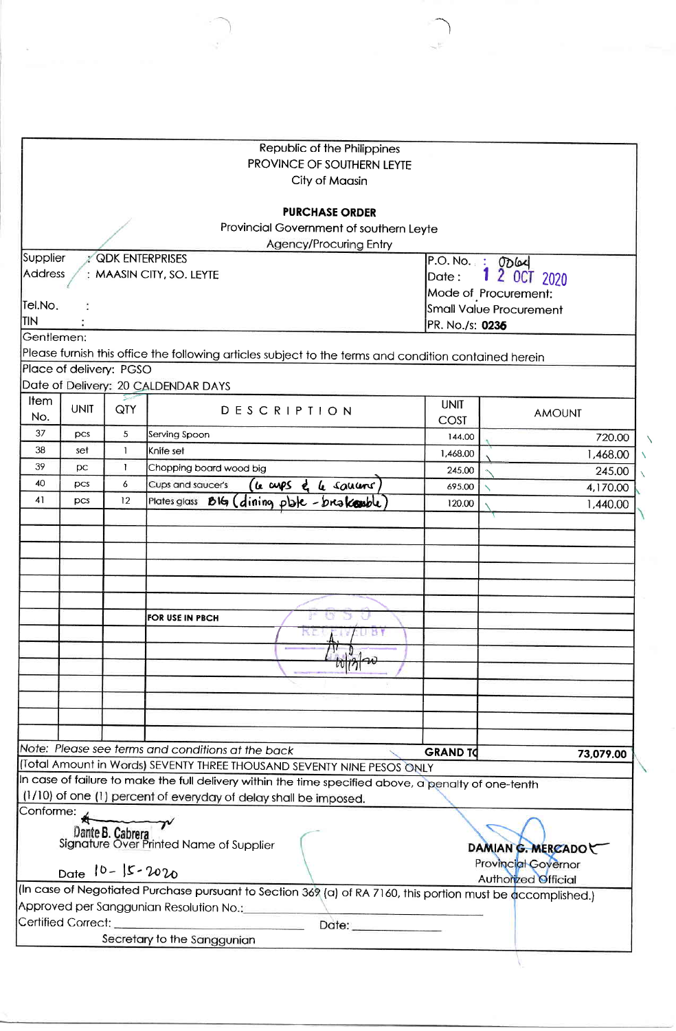Republic of the Philippines
PROVINCE OF SOUTHERN LEYTE
City of Maasin

**PURCHASE ORDER**

Provincial Government of southern Leyte
Agency/Procuring Entry

Supplier : QDK ENTERPRISES
Address : MAASIN CITY, SO. LEYTE
Tel.No. :
TIN :

P.O. No. : 0064
Date : 12 OCT 2020
Mode of Procurement: Small Value Procurement
PR. No./s: **0236**

Gentlemen:
Please furnish this office the following articles subject to the terms and condition contained herein

Place of delivery: PGSO
Date of Delivery: 20 CALDENDAR DAYS

| Item No. | UNIT | QTY | DESCRIPTION | UNIT COST | AMOUNT |
|---|---|---|---|---|---|
| 37 | pcs | 5 | Serving Spoon | 144.00 | 720.00 |
| 38 | set | 1 | Knife set | 1,468.00 | 1,468.00 |
| 39 | pc | 1 | Chopping board wood big | 245.00 | 245.00 |
| 40 | pcs | 6 | Cups and saucer's (6 cups & 6 saucers) | 695.00 | 4,170.00 |
| 41 | pcs | 12 | Plates glass BIG (dining plate - breakable) | 120.00 | 1,440.00 |
| | | | **FOR USE IN PBCH** | | |
| | | | | **GRAND TO** | **73,079.00** |

PGSO RECEIVED BY 10/13/20

*Note: Please see terms and conditions at the back*

(Total Amount in Words) SEVENTY THREE THOUSAND SEVENTY NINE PESOS ONLY

In case of failure to make the full delivery within the time specified above, a penalty of one-tenth (1/10) of one (1) percent of everyday of delay shall be imposed.

Conforme:

Dante B. Cabrera
Signature Over Printed Name of Supplier

Date 10-15-2020

**DAMIAN G. MERCADO**
Provincial Governor
Authorized Official

(In case of Negotiated Purchase pursuant to Section 369 (a) of RA 7160, this portion must be accomplished.)

Approved per Sanggunian Resolution No.: ____________________

Certified Correct: ____________________ Date: ____________

Secretary to the Sanggunian